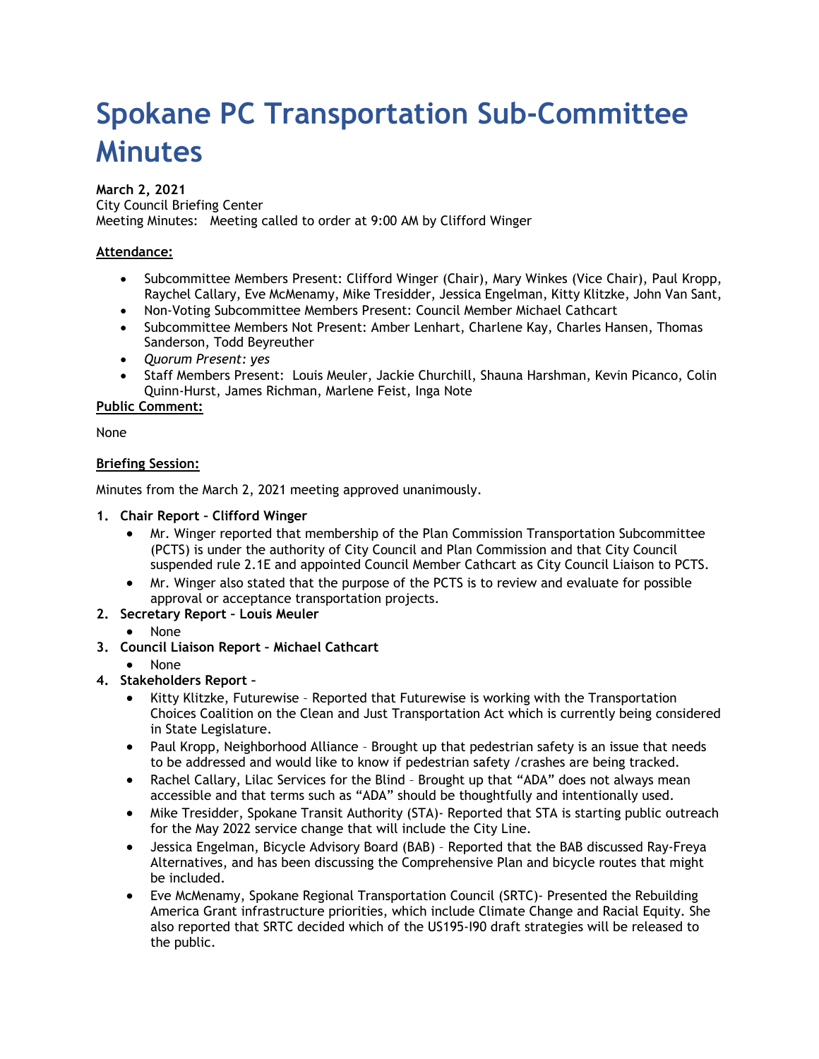# Spokane PC Transportation Sub-Committee Minutes

**March 2, 2021**
City Council Briefing Center
Meeting Minutes: Meeting called to order at 9:00 AM by Clifford Winger

**Attendance:**

- Subcommittee Members Present: Clifford Winger (Chair), Mary Winkes (Vice Chair), Paul Kropp, Raychel Callary, Eve McMenamy, Mike Tresidder, Jessica Engelman, Kitty Klitzke, John Van Sant,
- Non-Voting Subcommittee Members Present: Council Member Michael Cathcart
- Subcommittee Members Not Present: Amber Lenhart, Charlene Kay, Charles Hansen, Thomas Sanderson, Todd Beyreuther
- *Quorum Present: yes*
- Staff Members Present: Louis Meuler, Jackie Churchill, Shauna Harshman, Kevin Picanco, Colin Quinn-Hurst, James Richman, Marlene Feist, Inga Note

**Public Comment:**

None

**Briefing Session:**

Minutes from the March 2, 2021 meeting approved unanimously.

1. **Chair Report – Clifford Winger**
   - Mr. Winger reported that membership of the Plan Commission Transportation Subcommittee (PCTS) is under the authority of City Council and Plan Commission and that City Council suspended rule 2.1E and appointed Council Member Cathcart as City Council Liaison to PCTS.
   - Mr. Winger also stated that the purpose of the PCTS is to review and evaluate for possible approval or acceptance transportation projects.
2. **Secretary Report – Louis Meuler**
   - None
3. **Council Liaison Report – Michael Cathcart**
   - None
4. **Stakeholders Report –**
   - Kitty Klitzke, Futurewise – Reported that Futurewise is working with the Transportation Choices Coalition on the Clean and Just Transportation Act which is currently being considered in State Legislature.
   - Paul Kropp, Neighborhood Alliance – Brought up that pedestrian safety is an issue that needs to be addressed and would like to know if pedestrian safety /crashes are being tracked.
   - Rachel Callary, Lilac Services for the Blind – Brought up that "ADA" does not always mean accessible and that terms such as "ADA" should be thoughtfully and intentionally used.
   - Mike Tresidder, Spokane Transit Authority (STA)- Reported that STA is starting public outreach for the May 2022 service change that will include the City Line.
   - Jessica Engelman, Bicycle Advisory Board (BAB) – Reported that the BAB discussed Ray-Freya Alternatives, and has been discussing the Comprehensive Plan and bicycle routes that might be included.
   - Eve McMenamy, Spokane Regional Transportation Council (SRTC)- Presented the Rebuilding America Grant infrastructure priorities, which include Climate Change and Racial Equity. She also reported that SRTC decided which of the US195-I90 draft strategies will be released to the public.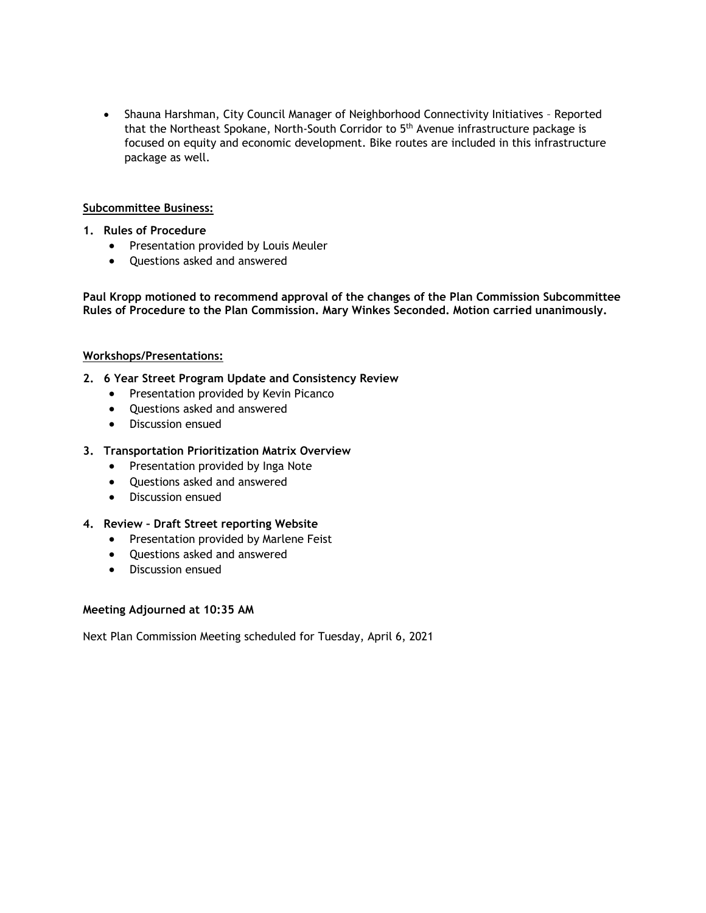- Shauna Harshman, City Council Manager of Neighborhood Connectivity Initiatives – Reported that the Northeast Spokane, North-South Corridor to 5th Avenue infrastructure package is focused on equity and economic development. Bike routes are included in this infrastructure package as well.

**Subcommittee Business:**

1. **Rules of Procedure**
   - Presentation provided by Louis Meuler
   - Questions asked and answered

**Paul Kropp motioned to recommend approval of the changes of the Plan Commission Subcommittee Rules of Procedure to the Plan Commission. Mary Winkes Seconded. Motion carried unanimously.**

**Workshops/Presentations:**

2. **6 Year Street Program Update and Consistency Review**
   - Presentation provided by Kevin Picanco
   - Questions asked and answered
   - Discussion ensued

3. **Transportation Prioritization Matrix Overview**
   - Presentation provided by Inga Note
   - Questions asked and answered
   - Discussion ensued

4. **Review – Draft Street reporting Website**
   - Presentation provided by Marlene Feist
   - Questions asked and answered
   - Discussion ensued

**Meeting Adjourned at 10:35 AM**

Next Plan Commission Meeting scheduled for Tuesday, April 6, 2021